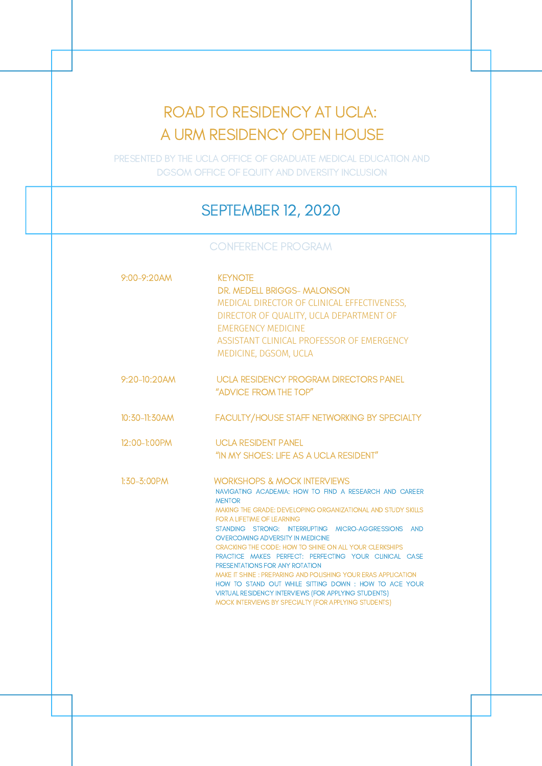# ROAD TO RESIDENCY AT UCLA: A URM RESIDENCY OPEN HOUSE

PRESENTED BY THE UCLA OFFICE OF GRADUATE MEDICAL EDUCATION AND DGSOM OFFICE OF EQUITY AND DIVERSITY INCLUSION

## SEPTEMBER 12, 2020

### CONFERENCE PROGRAM

**9:00-9:20AM** — KEYNOTE
DR. MEDELL BRIGGS- MALONSON
MEDICAL DIRECTOR OF CLINICAL EFFECTIVENESS, DIRECTOR OF QUALITY, UCLA DEPARTMENT OF EMERGENCY MEDICINE
ASSISTANT CLINICAL PROFESSOR OF EMERGENCY MEDICINE, DGSOM, UCLA

**9:20-10:20AM** — UCLA RESIDENCY PROGRAM DIRECTORS PANEL
"ADVICE FROM THE TOP"

**10:30-11:30AM** — FACULTY/HOUSE STAFF NETWORKING BY SPECIALTY

**12:00-1:00PM** — UCLA RESIDENT PANEL
"IN MY SHOES: LIFE AS A UCLA RESIDENT"

**1:30-3:00PM** — WORKSHOPS & MOCK INTERVIEWS

- NAVIGATING ACADEMIA: HOW TO FIND A RESEARCH AND CAREER MENTOR
- MAKING THE GRADE: DEVELOPING ORGANIZATIONAL AND STUDY SKILLS FOR A LIFETIME OF LEARNING
- STANDING STRONG: INTERRUPTING MICRO-AGGRESSIONS AND OVERCOMING ADVERSITY IN MEDICINE
- CRACKING THE CODE: HOW TO SHINE ON ALL YOUR CLERKSHIPS
- PRACTICE MAKES PERFECT: PERFECTING YOUR CLINICAL CASE PRESENTATIONS FOR ANY ROTATION
- MAKE IT SHINE : PREPARING AND POLISHING YOUR ERAS APPLICATION
- HOW TO STAND OUT WHILE SITTING DOWN : HOW TO ACE YOUR VIRTUAL RESIDENCY INTERVIEWS (FOR APPLYING STUDENTS)
- MOCK INTERVIEWS BY SPECIALTY (FOR APPLYING STUDENTS)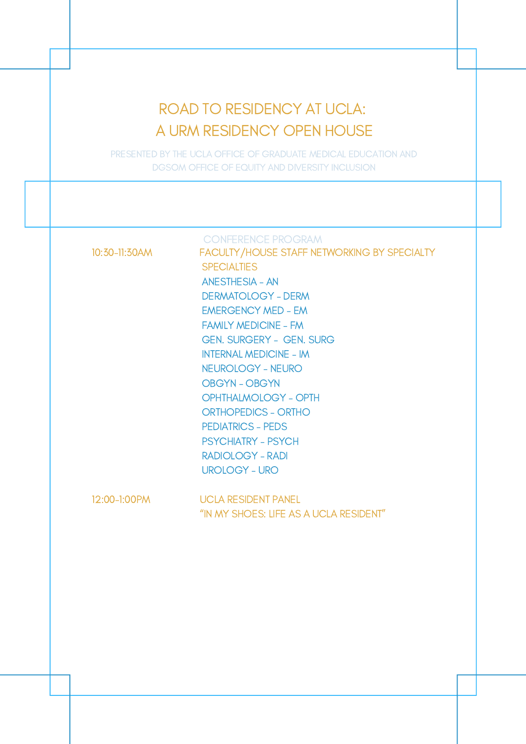# ROAD TO RESIDENCY AT UCLA:
# A URM RESIDENCY OPEN HOUSE

PRESENTED BY THE UCLA OFFICE OF GRADUATE MEDICAL EDUCATION AND DGSOM OFFICE OF EQUITY AND DIVERSITY INCLUSION

## CONFERENCE PROGRAM

**10:30-11:30AM** — FACULTY/HOUSE STAFF NETWORKING BY SPECIALTY

SPECIALTIES

- ANESTHESIA - AN
- DERMATOLOGY - DERM
- EMERGENCY MED - EM
- FAMILY MEDICINE - FM
- GEN. SURGERY - GEN. SURG
- INTERNAL MEDICINE - IM
- NEUROLOGY - NEURO
- OBGYN - OBGYN
- OPHTHALMOLOGY - OPTH
- ORTHOPEDICS - ORTHO
- PEDIATRICS - PEDS
- PSYCHIATRY - PSYCH
- RADIOLOGY - RADI
- UROLOGY - URO

**12:00-1:00PM** — UCLA RESIDENT PANEL
"IN MY SHOES: LIFE AS A UCLA RESIDENT"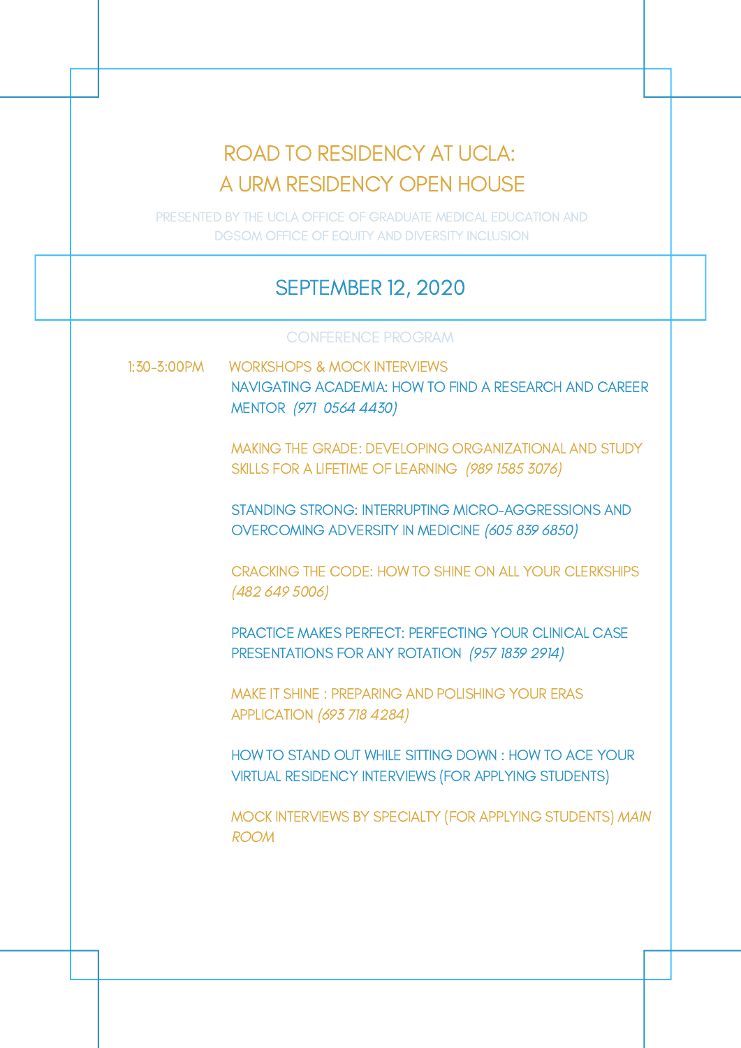# ROAD TO RESIDENCY AT UCLA: A URM RESIDENCY OPEN HOUSE

PRESENTED BY THE UCLA OFFICE OF GRADUATE MEDICAL EDUCATION AND DGSOM OFFICE OF EQUITY AND DIVERSITY INCLUSION

## SEPTEMBER 12, 2020

CONFERENCE PROGRAM

**1:30-3:00PM** WORKSHOPS & MOCK INTERVIEWS

NAVIGATING ACADEMIA: HOW TO FIND A RESEARCH AND CAREER MENTOR *(971 0564 4430)*

MAKING THE GRADE: DEVELOPING ORGANIZATIONAL AND STUDY SKILLS FOR A LIFETIME OF LEARNING *(989 1585 3076)*

STANDING STRONG: INTERRUPTING MICRO-AGGRESSIONS AND OVERCOMING ADVERSITY IN MEDICINE *(605 839 6850)*

CRACKING THE CODE: HOW TO SHINE ON ALL YOUR CLERKSHIPS *(482 649 5006)*

PRACTICE MAKES PERFECT: PERFECTING YOUR CLINICAL CASE PRESENTATIONS FOR ANY ROTATION *(957 1839 2914)*

MAKE IT SHINE : PREPARING AND POLISHING YOUR ERAS APPLICATION *(693 718 4284)*

HOW TO STAND OUT WHILE SITTING DOWN : HOW TO ACE YOUR VIRTUAL RESIDENCY INTERVIEWS (FOR APPLYING STUDENTS)

MOCK INTERVIEWS BY SPECIALTY (FOR APPLYING STUDENTS) *MAIN ROOM*